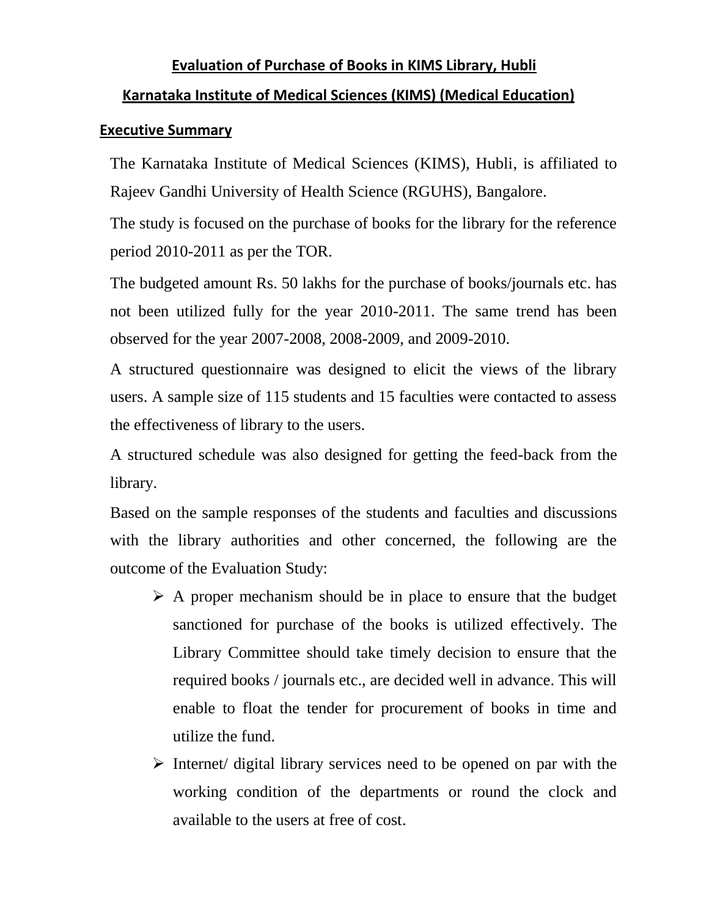# Evaluation of Purchase of Books in KIMS Library, Hubli

## Karnataka Institute of Medical Sciences (KIMS) (Medical Education)

### Executive Summary

The Karnataka Institute of Medical Sciences (KIMS), Hubli, is affiliated to Rajeev Gandhi University of Health Science (RGUHS), Bangalore.

The study is focused on the purchase of books for the library for the reference period 2010-2011 as per the TOR.

The budgeted amount Rs. 50 lakhs for the purchase of books/journals etc. has not been utilized fully for the year 2010-2011. The same trend has been observed for the year 2007-2008, 2008-2009, and 2009-2010.

A structured questionnaire was designed to elicit the views of the library users. A sample size of 115 students and 15 faculties were contacted to assess the effectiveness of library to the users.

A structured schedule was also designed for getting the feed-back from the library.

Based on the sample responses of the students and faculties and discussions with the library authorities and other concerned, the following are the outcome of the Evaluation Study:

- A proper mechanism should be in place to ensure that the budget sanctioned for purchase of the books is utilized effectively. The Library Committee should take timely decision to ensure that the required books / journals etc., are decided well in advance. This will enable to float the tender for procurement of books in time and utilize the fund.
- Internet/ digital library services need to be opened on par with the working condition of the departments or round the clock and available to the users at free of cost.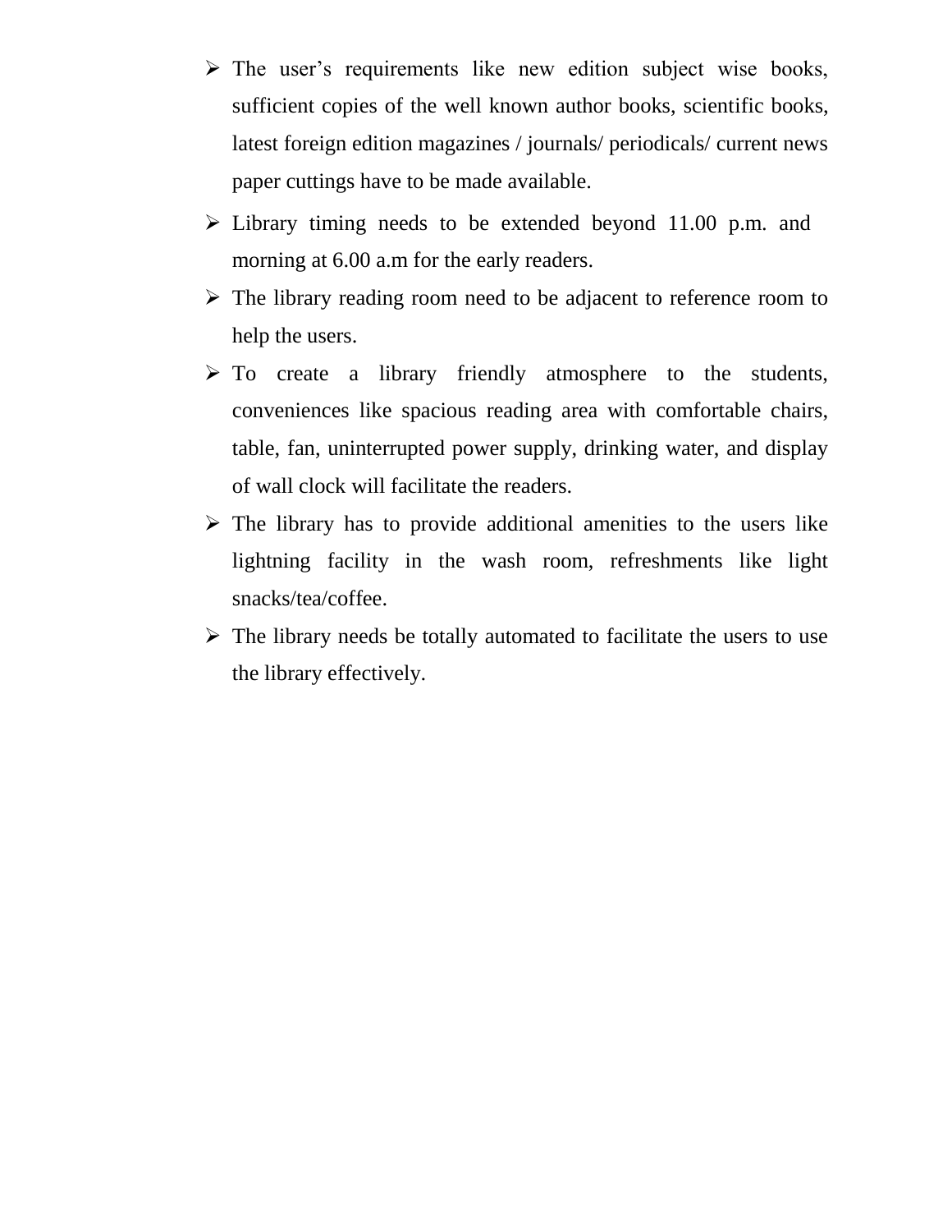- The user’s requirements like new edition subject wise books, sufficient copies of the well known author books, scientific books, latest foreign edition magazines / journals/ periodicals/ current news paper cuttings have to be made available.
- Library timing needs to be extended beyond 11.00 p.m. and morning at 6.00 a.m for the early readers.
- The library reading room need to be adjacent to reference room to help the users.
- To create a library friendly atmosphere to the students, conveniences like spacious reading area with comfortable chairs, table, fan, uninterrupted power supply, drinking water, and display of wall clock will facilitate the readers.
- The library has to provide additional amenities to the users like lightning facility in the wash room, refreshments like light snacks/tea/coffee.
- The library needs be totally automated to facilitate the users to use the library effectively.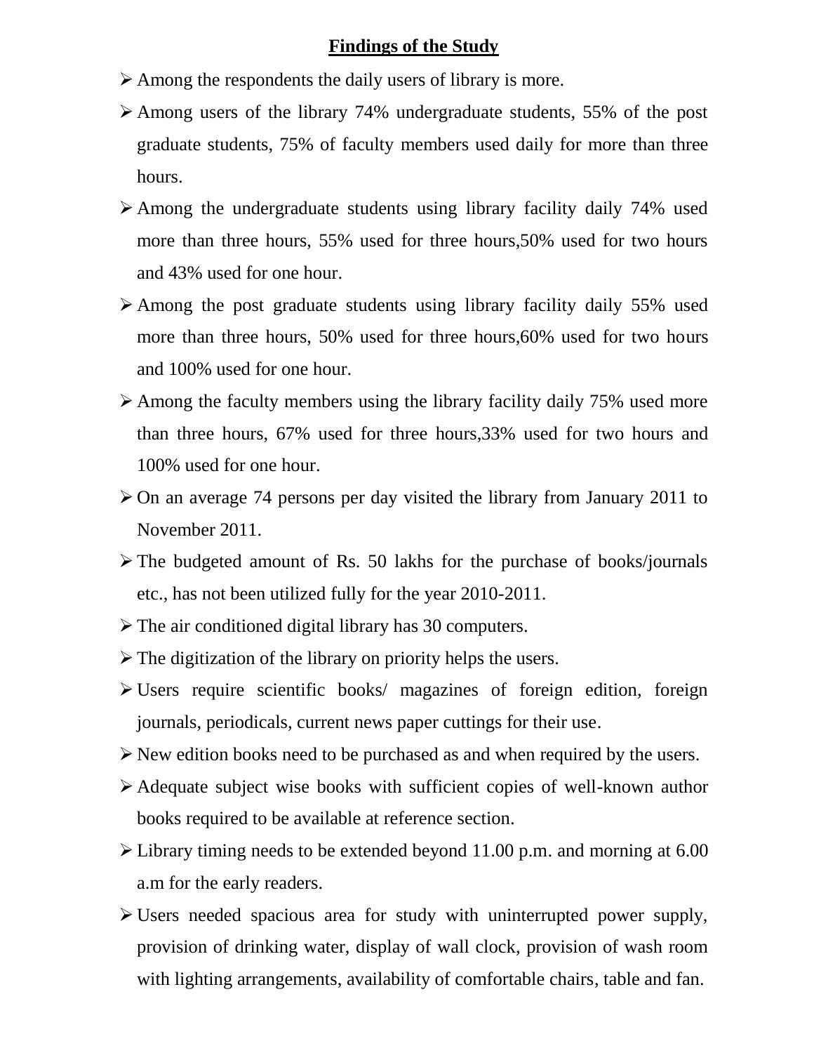## Findings of the Study

- Among the respondents the daily users of library is more.
- Among users of the library 74% undergraduate students, 55% of the post graduate students, 75% of faculty members used daily for more than three hours.
- Among the undergraduate students using library facility daily 74% used more than three hours, 55% used for three hours,50% used for two hours and 43% used for one hour.
- Among the post graduate students using library facility daily 55% used more than three hours, 50% used for three hours,60% used for two hours and 100% used for one hour.
- Among the faculty members using the library facility daily 75% used more than three hours, 67% used for three hours,33% used for two hours and 100% used for one hour.
- On an average 74 persons per day visited the library from January 2011 to November 2011.
- The budgeted amount of Rs. 50 lakhs for the purchase of books/journals etc., has not been utilized fully for the year 2010-2011.
- The air conditioned digital library has 30 computers.
- The digitization of the library on priority helps the users.
- Users require scientific books/ magazines of foreign edition, foreign journals, periodicals, current news paper cuttings for their use.
- New edition books need to be purchased as and when required by the users.
- Adequate subject wise books with sufficient copies of well-known author books required to be available at reference section.
- Library timing needs to be extended beyond 11.00 p.m. and morning at 6.00 a.m for the early readers.
- Users needed spacious area for study with uninterrupted power supply, provision of drinking water, display of wall clock, provision of wash room with lighting arrangements, availability of comfortable chairs, table and fan.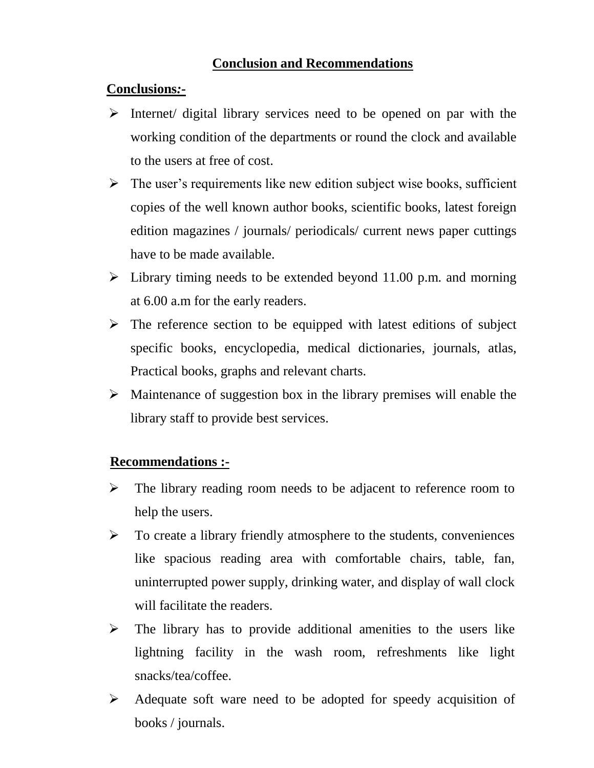## Conclusion and Recommendations

**Conclusions:-**

- Internet/ digital library services need to be opened on par with the working condition of the departments or round the clock and available to the users at free of cost.
- The user's requirements like new edition subject wise books, sufficient copies of the well known author books, scientific books, latest foreign edition magazines / journals/ periodicals/ current news paper cuttings have to be made available.
- Library timing needs to be extended beyond 11.00 p.m. and morning at 6.00 a.m for the early readers.
- The reference section to be equipped with latest editions of subject specific books, encyclopedia, medical dictionaries, journals, atlas, Practical books, graphs and relevant charts.
- Maintenance of suggestion box in the library premises will enable the library staff to provide best services.

**Recommendations :-**

- The library reading room needs to be adjacent to reference room to help the users.
- To create a library friendly atmosphere to the students, conveniences like spacious reading area with comfortable chairs, table, fan, uninterrupted power supply, drinking water, and display of wall clock will facilitate the readers.
- The library has to provide additional amenities to the users like lightning facility in the wash room, refreshments like light snacks/tea/coffee.
- Adequate soft ware need to be adopted for speedy acquisition of books / journals.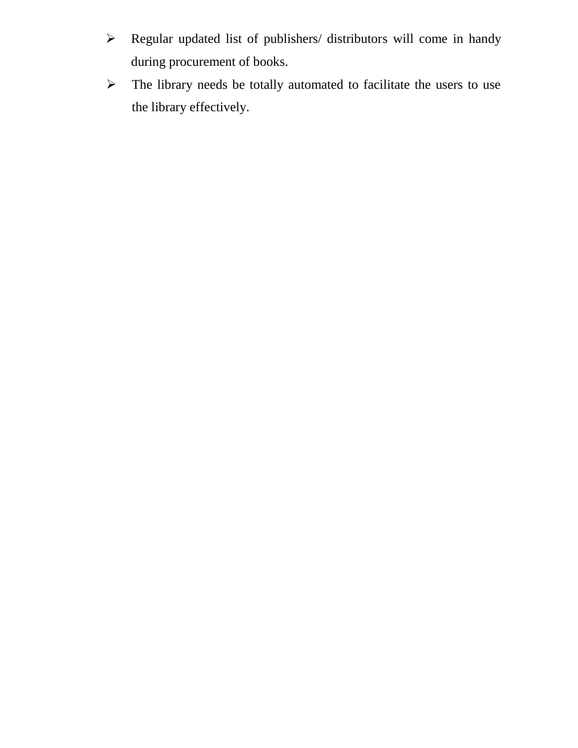- Regular updated list of publishers/ distributors will come in handy during procurement of books.
- The library needs be totally automated to facilitate the users to use the library effectively.